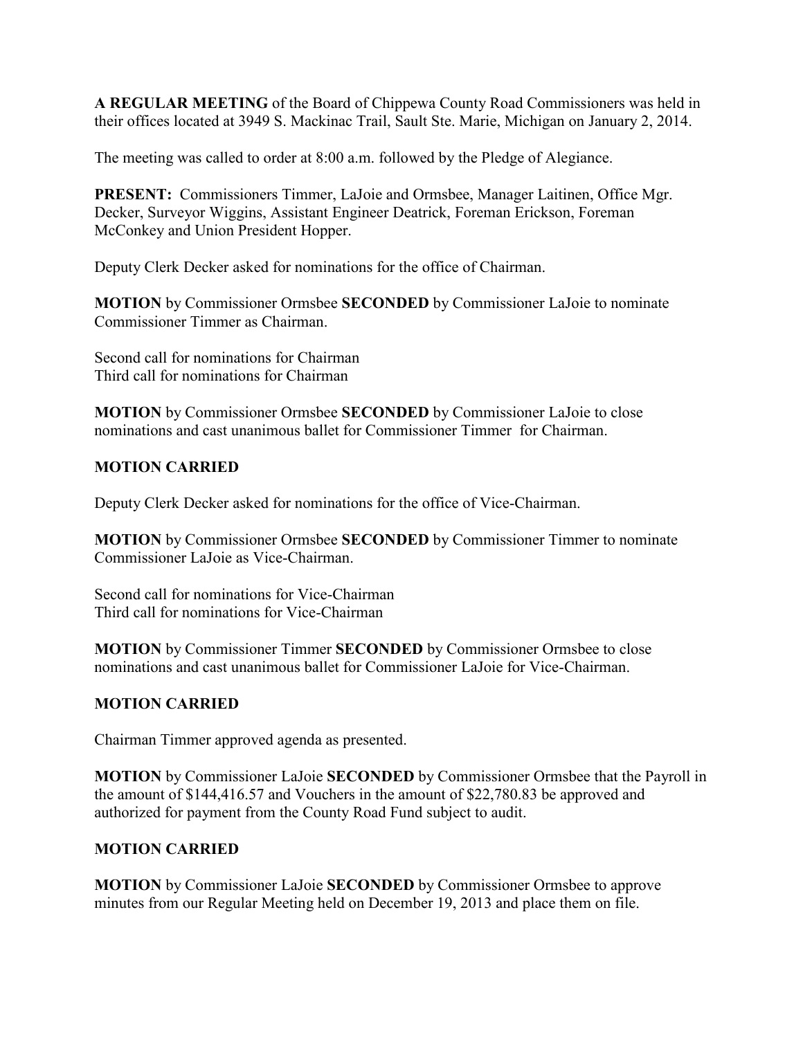**A REGULAR MEETING** of the Board of Chippewa County Road Commissioners was held in their offices located at 3949 S. Mackinac Trail, Sault Ste. Marie, Michigan on January 2, 2014.

The meeting was called to order at 8:00 a.m. followed by the Pledge of Alegiance.

**PRESENT:** Commissioners Timmer, LaJoie and Ormsbee, Manager Laitinen, Office Mgr. Decker, Surveyor Wiggins, Assistant Engineer Deatrick, Foreman Erickson, Foreman McConkey and Union President Hopper.

Deputy Clerk Decker asked for nominations for the office of Chairman.

**MOTION** by Commissioner Ormsbee **SECONDED** by Commissioner LaJoie to nominate Commissioner Timmer as Chairman.

Second call for nominations for Chairman
Third call for nominations for Chairman

**MOTION** by Commissioner Ormsbee **SECONDED** by Commissioner LaJoie to close nominations and cast unanimous ballet for Commissioner Timmer for Chairman.

**MOTION CARRIED**

Deputy Clerk Decker asked for nominations for the office of Vice-Chairman.

**MOTION** by Commissioner Ormsbee **SECONDED** by Commissioner Timmer to nominate Commissioner LaJoie as Vice-Chairman.

Second call for nominations for Vice-Chairman
Third call for nominations for Vice-Chairman

**MOTION** by Commissioner Timmer **SECONDED** by Commissioner Ormsbee to close nominations and cast unanimous ballet for Commissioner LaJoie for Vice-Chairman.

**MOTION CARRIED**

Chairman Timmer approved agenda as presented.

**MOTION** by Commissioner LaJoie **SECONDED** by Commissioner Ormsbee that the Payroll in the amount of $144,416.57 and Vouchers in the amount of $22,780.83 be approved and authorized for payment from the County Road Fund subject to audit.

**MOTION CARRIED**

**MOTION** by Commissioner LaJoie **SECONDED** by Commissioner Ormsbee to approve minutes from our Regular Meeting held on December 19, 2013 and place them on file.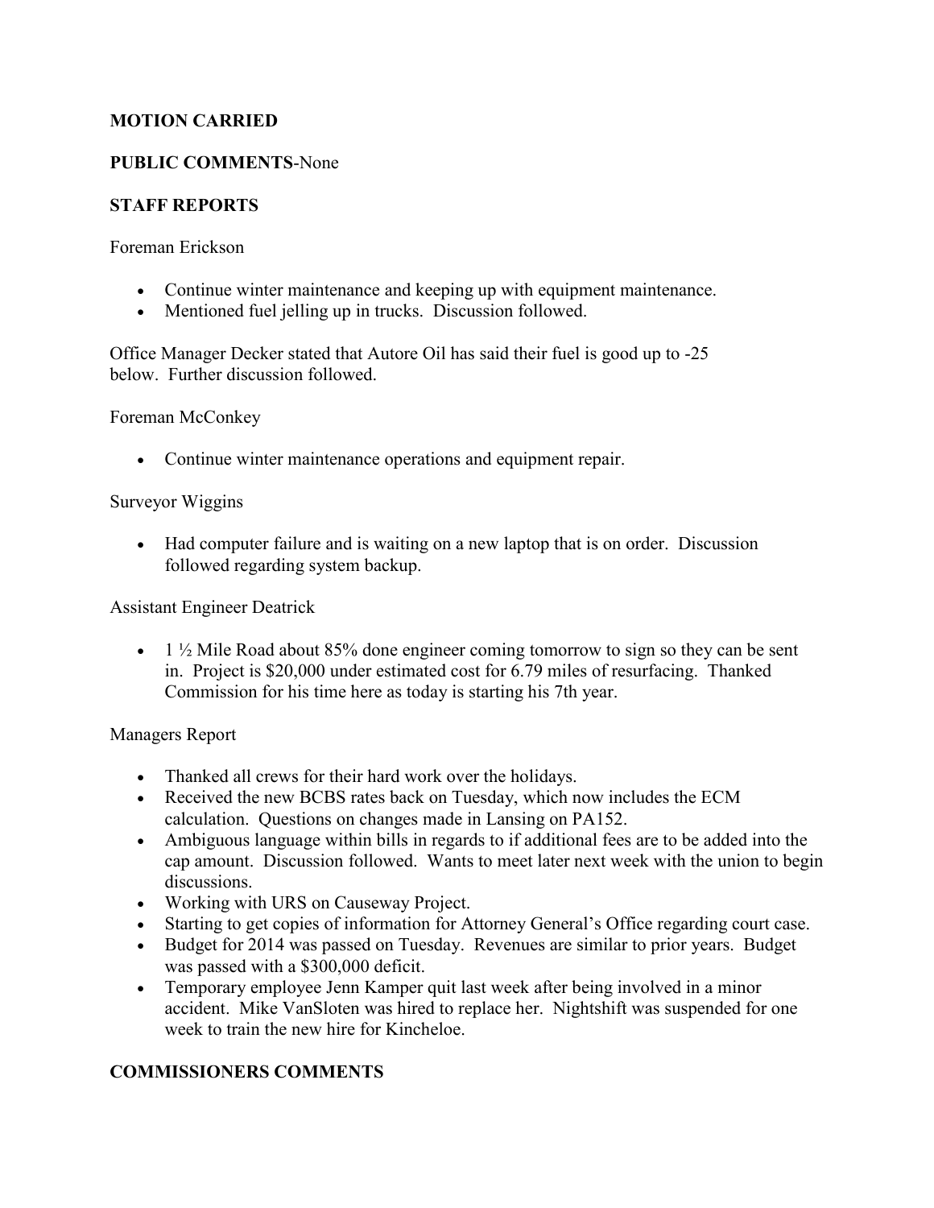**MOTION CARRIED**

**PUBLIC COMMENTS**-None

**STAFF REPORTS**

Foreman Erickson

- Continue winter maintenance and keeping up with equipment maintenance.
- Mentioned fuel jelling up in trucks. Discussion followed.

Office Manager Decker stated that Autore Oil has said their fuel is good up to -25 below. Further discussion followed.

Foreman McConkey

- Continue winter maintenance operations and equipment repair.

Surveyor Wiggins

- Had computer failure and is waiting on a new laptop that is on order. Discussion followed regarding system backup.

Assistant Engineer Deatrick

- 1 ½ Mile Road about 85% done engineer coming tomorrow to sign so they can be sent in. Project is $20,000 under estimated cost for 6.79 miles of resurfacing. Thanked Commission for his time here as today is starting his 7th year.

Managers Report

- Thanked all crews for their hard work over the holidays.
- Received the new BCBS rates back on Tuesday, which now includes the ECM calculation. Questions on changes made in Lansing on PA152.
- Ambiguous language within bills in regards to if additional fees are to be added into the cap amount. Discussion followed. Wants to meet later next week with the union to begin discussions.
- Working with URS on Causeway Project.
- Starting to get copies of information for Attorney General's Office regarding court case.
- Budget for 2014 was passed on Tuesday. Revenues are similar to prior years. Budget was passed with a $300,000 deficit.
- Temporary employee Jenn Kamper quit last week after being involved in a minor accident. Mike VanSloten was hired to replace her. Nightshift was suspended for one week to train the new hire for Kincheloe.

**COMMISSIONERS COMMENTS**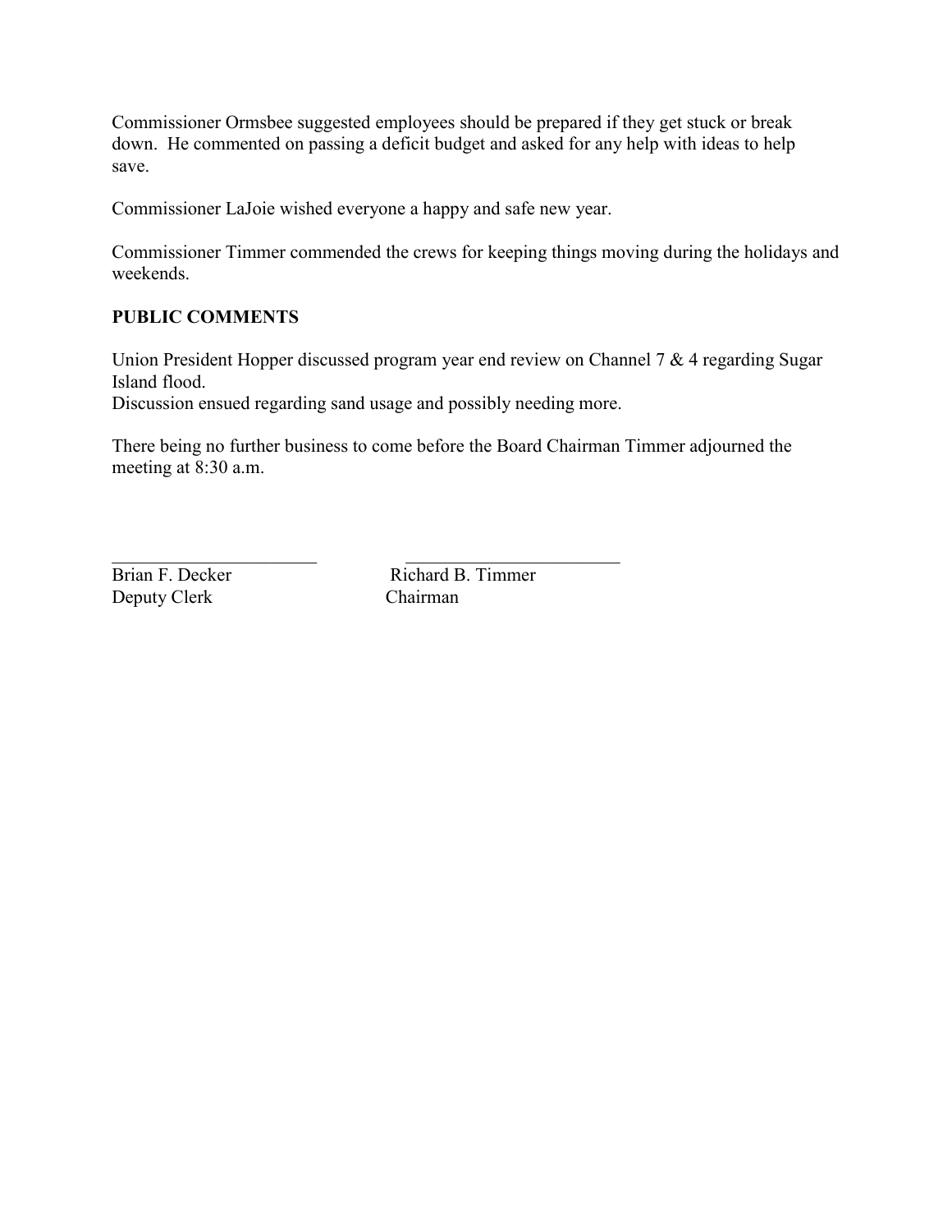Commissioner Ormsbee suggested employees should be prepared if they get stuck or break down. He commented on passing a deficit budget and asked for any help with ideas to help save.

Commissioner LaJoie wished everyone a happy and safe new year.

Commissioner Timmer commended the crews for keeping things moving during the holidays and weekends.

**PUBLIC COMMENTS**

Union President Hopper discussed program year end review on Channel 7 & 4 regarding Sugar Island flood.
Discussion ensued regarding sand usage and possibly needing more.

There being no further business to come before the Board Chairman Timmer adjourned the meeting at 8:30 a.m.

| | |
|---|---|
| \_\_\_\_\_\_\_\_\_\_\_\_\_\_\_\_\_\_\_\_\_\_\_ | \_\_\_\_\_\_\_\_\_\_\_\_\_\_\_\_\_\_\_\_\_\_\_ |
| Brian F. Decker | Richard B. Timmer |
| Deputy Clerk | Chairman |